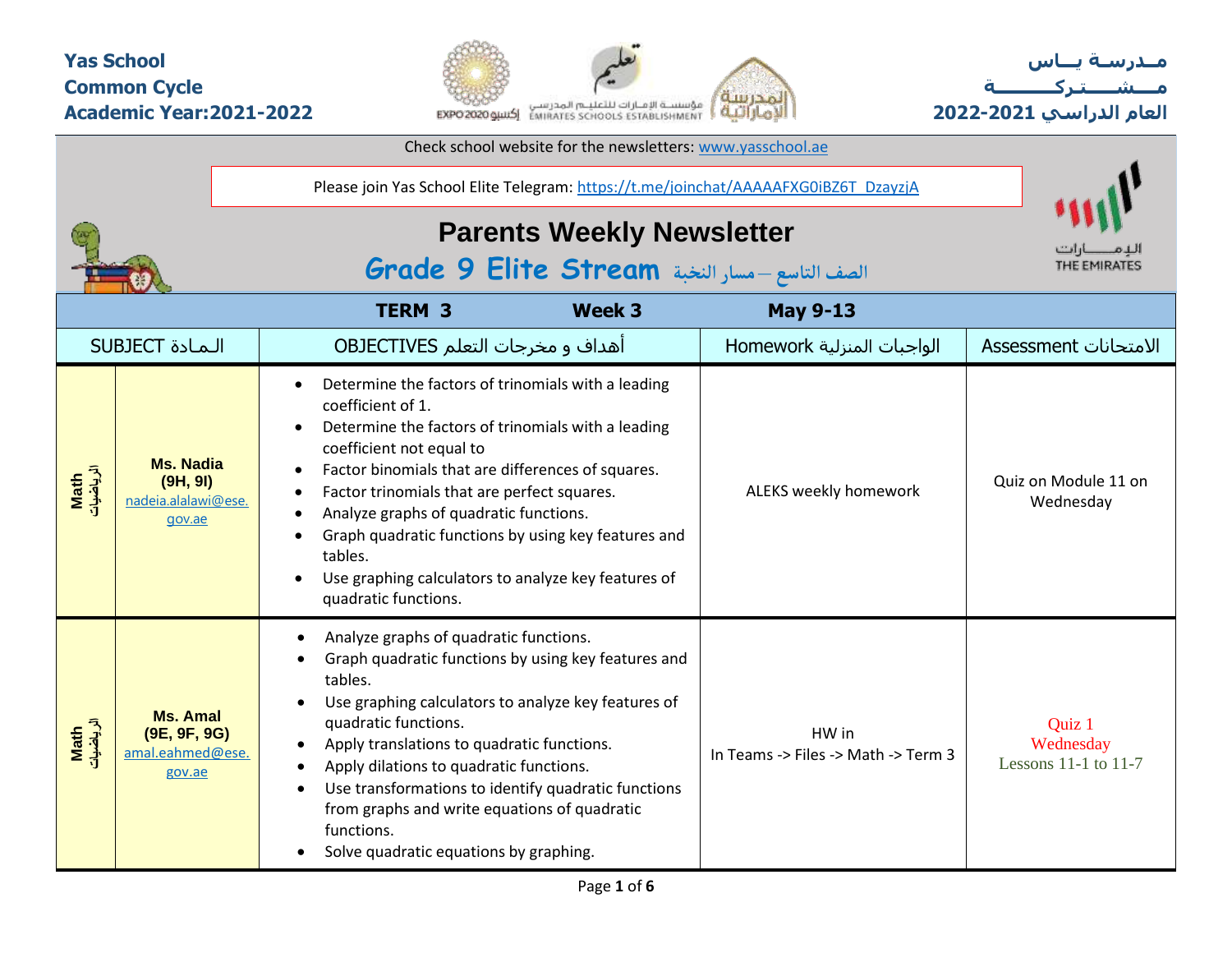**Yas School**
**Common Cycle**
**Academic Year:2021-2022**

**مــدرسـة يـــاس**
**مـــشـــتـركـــــة**
**العام الدراسي 2021-2022**

Check school website for the newsletters: www.yasschool.ae

Please join Yas School Elite Telegram: https://t.me/joinchat/AAAAAFXG0iBZ6T_DzayzjA

# Parents Weekly Newsletter

## Grade 9 Elite Stream الصف التاسع – مسار النخبة

| | **TERM 3** | **Week 3** | **May 9-13** | |
|---|---|---|---|---|
| SUBJECT الـمـادة | | OBJECTIVES أهداف و مخرجات التعلم | Homework الواجبات المنزلية | Assessment الامتحانات |
| **Math** الرياضيات | **Ms. Nadia (9H, 9I)** nadeia.alalawi@ese.gov.ae | • Determine the factors of trinomials with a leading coefficient of 1.<br>• Determine the factors of trinomials with a leading coefficient not equal to<br>• Factor binomials that are differences of squares.<br>• Factor trinomials that are perfect squares.<br>• Analyze graphs of quadratic functions.<br>• Graph quadratic functions by using key features and tables.<br>• Use graphing calculators to analyze key features of quadratic functions. | ALEKS weekly homework | Quiz on Module 11 on Wednesday |
| **Math** الرياضيات | **Ms. Amal (9E, 9F, 9G)** amal.eahmed@ese.gov.ae | • Analyze graphs of quadratic functions.<br>• Graph quadratic functions by using key features and tables.<br>• Use graphing calculators to analyze key features of quadratic functions.<br>• Apply translations to quadratic functions.<br>• Apply dilations to quadratic functions.<br>• Use transformations to identify quadratic functions from graphs and write equations of quadratic functions.<br>• Solve quadratic equations by graphing. | HW in<br>In Teams -> Files -> Math -> Term 3 | Quiz 1<br>Wednesday<br>Lessons 11-1 to 11-7 |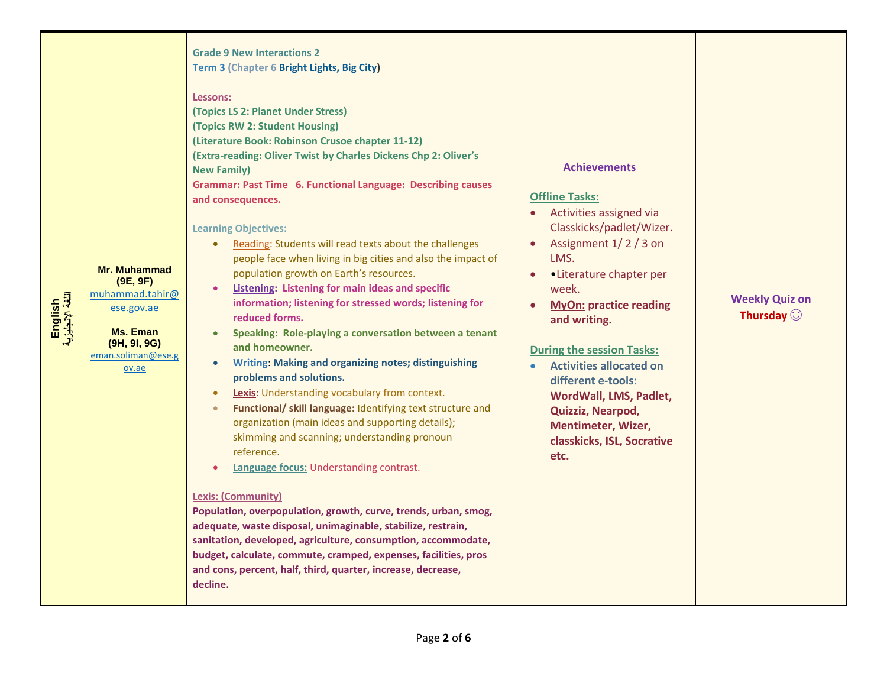| English اللغة الإنجليزية | Mr. Muhammad (9E, 9F) muhammad.tahir@ese.gov.ae<br><br>Ms. Eman (9H, 9I, 9G) eman.soliman@ese.gov.ae | **Grade 9 New Interactions 2**<br>**Term 3 (Chapter 6 Bright Lights, Big City)**<br><br>**Lessons:**<br>**(Topics LS 2: Planet Under Stress)**<br>**(Topics RW 2: Student Housing)**<br>**(Literature Book: Robinson Crusoe chapter 11-12)**<br>**(Extra-reading: Oliver Twist by Charles Dickens Chp 2: Oliver's New Family)**<br>**Grammar: Past Time 6. Functional Language: Describing causes and consequences.**<br><br>**Learning Objectives:**<br>• Reading: Students will read texts about the challenges people face when living in big cities and also the impact of population growth on Earth's resources.<br>• **Listening: Listening for main ideas and specific information; listening for stressed words; listening for reduced forms.**<br>• **Speaking: Role-playing a conversation between a tenant and homeowner.**<br>• **Writing: Making and organizing notes; distinguishing problems and solutions.**<br>• **Lexis**: Understanding vocabulary from context.<br>• **Functional/ skill language:** Identifying text structure and organization (main ideas and supporting details); skimming and scanning; understanding pronoun reference.<br>• **Language focus:** Understanding contrast.<br><br>**Lexis: (Community)**<br>**Population, overpopulation, growth, curve, trends, urban, smog, adequate, waste disposal, unimaginable, stabilize, restrain, sanitation, developed, agriculture, consumption, accommodate, budget, calculate, commute, cramped, expenses, facilities, pros and cons, percent, half, third, quarter, increase, decrease, decline.** | **Achievements**<br><br>**Offline Tasks:**<br>• Activities assigned via Classkicks/padlet/Wizer.<br>• Assignment 1/ 2 / 3 on LMS.<br>• •Literature chapter per week.<br>• **MyOn: practice reading and writing.**<br><br>**During the session Tasks:**<br>• **Activities allocated on different e-tools: WordWall, LMS, Padlet, Quizziz, Nearpod, Mentimeter, Wizer, classkicks, ISL, Socrative etc.** | **Weekly Quiz on Thursday** ☺ |
|---|---|---|---|---|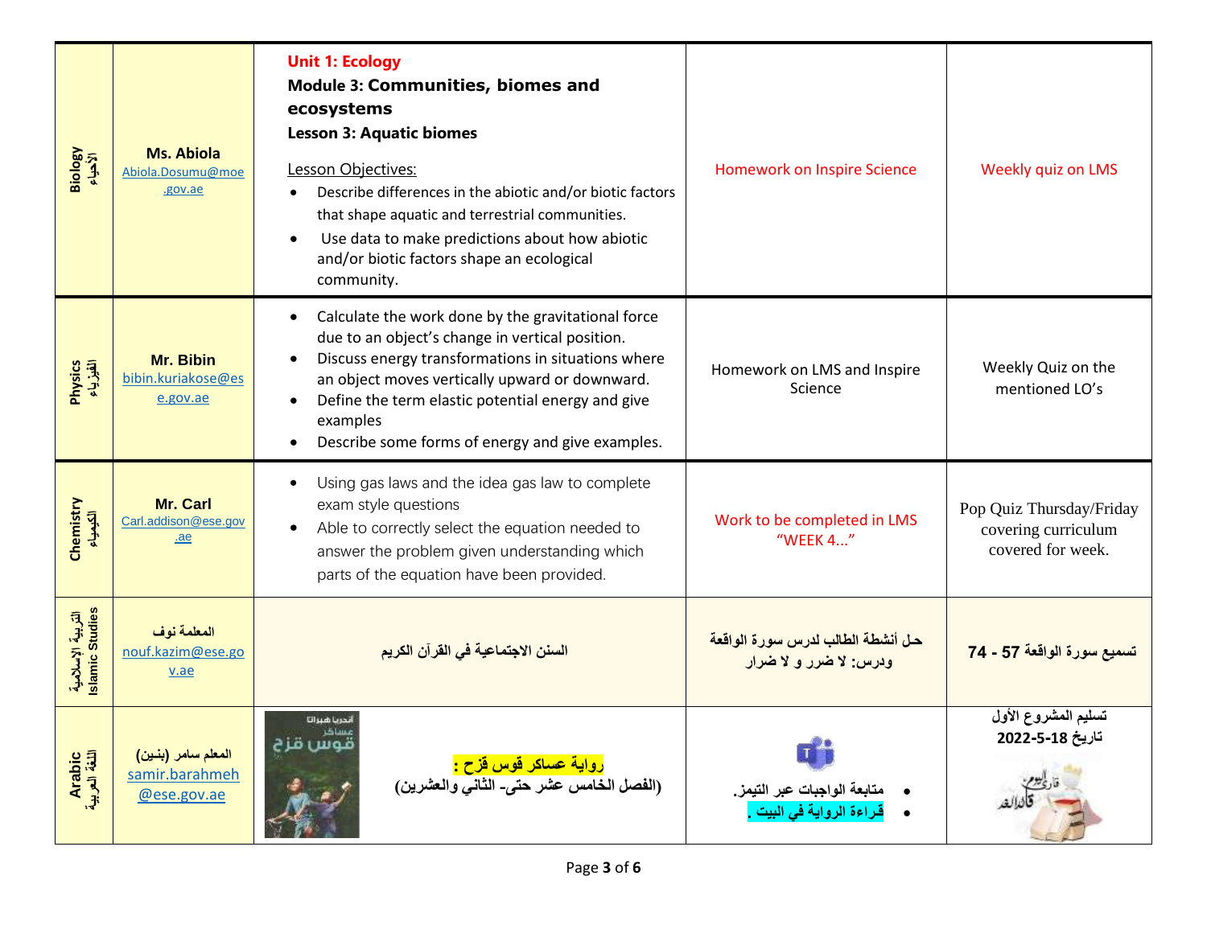| | | | | |
|---|---|---|---|---|
| Biology الأحياء | **Ms. Abiola** Abiola.Dosumu@moe.gov.ae | **Unit 1: Ecology** **Module 3: Communities, biomes and ecosystems** **Lesson 3: Aquatic biomes** Lesson Objectives: • Describe differences in the abiotic and/or biotic factors that shape aquatic and terrestrial communities. • Use data to make predictions about how abiotic and/or biotic factors shape an ecological community. | Homework on Inspire Science | Weekly quiz on LMS |
| Physics الفيزياء | **Mr. Bibin** bibin.kuriakose@ese.gov.ae | • Calculate the work done by the gravitational force due to an object's change in vertical position. • Discuss energy transformations in situations where an object moves vertically upward or downward. • Define the term elastic potential energy and give examples • Describe some forms of energy and give examples. | Homework on LMS and Inspire Science | Weekly Quiz on the mentioned LO's |
| Chemistry الكيمياء | **Mr. Carl** Carl.addison@ese.gov.ae | • Using gas laws and the idea gas law to complete exam style questions • Able to correctly select the equation needed to answer the problem given understanding which parts of the equation have been provided. | Work to be completed in LMS "WEEK 4..." | Pop Quiz Thursday/Friday covering curriculum covered for week. |
| التربية الإسلامية Islamic Studies | **المعلمة نوف** nouf.kazim@ese.gov.ae | **السنن الاجتماعية في القرآن الكريم** | **حل أنشطة الطالب لدرس سورة الواقعة ودرس: لا ضرر و لا ضرار** | **تسميع سورة الواقعة 57 - 74** |
| Arabic اللغة العربية | **المعلم سامر (بنين)** samir.barahmeh@ese.gov.ae | **رواية عساكر قوس قزح :** **(الفصل الخامس عشر حتى- الثاني والعشرين)** | • **متابعة الواجبات عبر التيمز.** • **قراءة الرواية في البيت .** | **تسليم المشروع الأول تاريخ 18-5-2022** |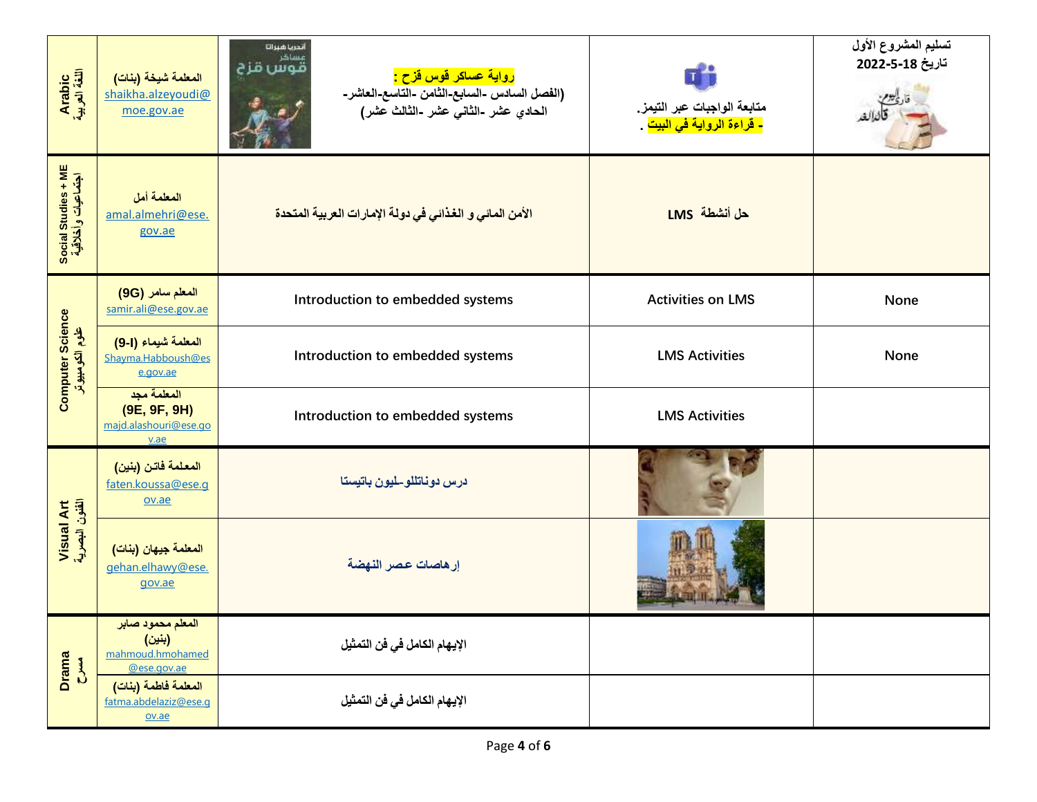| Arabic اللغة العربية | المعلمة شيخة (بنات) shaikha.alzeyoudi@moe.gov.ae | **رواية عساكر قوس قزح :** (الفصل السادس -السابع-الثامن -التاسع-العاشر- الحادي عشر -الثاني عشر -الثالث عشر) | متابعة الواجبات عبر التيمز. - قراءة الرواية في البيت . | تسليم المشروع الأول تاريخ 18-5-2022 |
|---|---|---|---|---|
| Social Studies + ME اجتماعيات وأخلاقية | المعلمة أمل amal.almehri@ese.gov.ae | الأمن المائي و الغذائي في دولة الإمارات العربية المتحدة | حل أنشطة LMS | |
| Computer Science علوم الكمبيوتر | المعلم سامر (9G) samir.ali@ese.gov.ae | Introduction to embedded systems | Activities on LMS | None |
| | المعلمة شيماء (9-I) Shayma.Habboush@ese.gov.ae | Introduction to embedded systems | LMS Activities | None |
| | المعلمة مجد (9E, 9F, 9H) majd.alashouri@ese.gov.ae | Introduction to embedded systems | LMS Activities | |
| Visual Art الفنون البصرية | المعلمة فاتن (بنين) faten.koussa@ese.gov.ae | درس دوناتللو-ليون باتيستا | | |
| | المعلمة جيهان (بنات) gehan.elhawy@ese.gov.ae | إرهاصات عصر النهضة | | |
| Drama مسرح | المعلم محمود صابر (بنين) mahmoud.hmohamed@ese.gov.ae | الإيهام الكامل في فن التمثيل | | |
| | المعلمة فاطمة (بنات) fatma.abdelaziz@ese.gov.ae | الإيهام الكامل في فن التمثيل | | |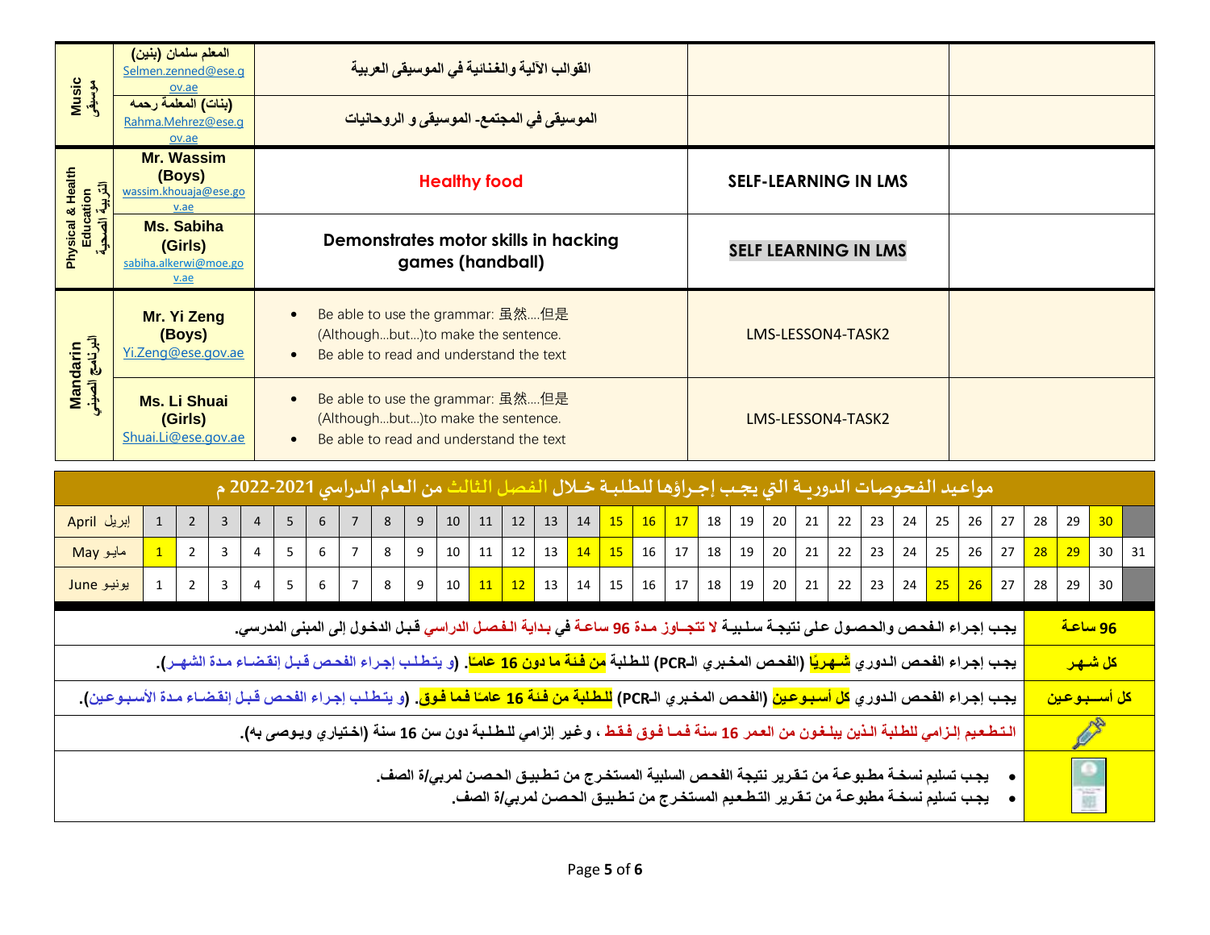| Subject | Teacher | Topic | Task | |
|---|---|---|---|---|
| Music موسيقى | المعلم سلمان (بنين) Selmen.zenned@ese.gov.ae | القوالب الآلية والغنائية في الموسيقى العربية | | |
| | (بنات) المعلمة رحمه Rahma.Mehrez@ese.gov.ae | الموسيقى في المجتمع- الموسيقى و الروحانيات | | |
| Physical & Health Education التربية الصحية | Mr. Wassim (Boys) wassim.khouaja@ese.gov.ae | Healthy food | SELF-LEARNING IN LMS | |
| | Ms. Sabiha (Girls) sabiha.alkerwi@moe.gov.ae | Demonstrates motor skills in hacking games (handball) | SELF LEARNING IN LMS | |
| Mandarin البرنامج الصيني | Mr. Yi Zeng (Boys) Yi.Zeng@ese.gov.ae | • Be able to use the grammar: 虽然….但是 (Although…but…)to make the sentence. • Be able to read and understand the text | LMS-LESSON4-TASK2 | |
| | Ms. Li Shuai (Girls) Shuai.Li@ese.gov.ae | • Be able to use the grammar: 虽然….但是 (Although…but…)to make the sentence. • Be able to read and understand the text | LMS-LESSON4-TASK2 | |

## مواعيد الفحوصات الدوريـة التي يجـب إجـراؤها للطلبـة خـلال الفصل الثالث من العام الدراسي 2021-2022 م

| الشهر | 1 | 2 | 3 | 4 | 5 | 6 | 7 | 8 | 9 | 10 | 11 | 12 | 13 | 14 | 15 | 16 | 17 | 18 | 19 | 20 | 21 | 22 | 23 | 24 | 25 | 26 | 27 | 28 | 29 | 30 | 31 |
|---|---|---|---|---|---|---|---|---|---|---|---|---|---|---|---|---|---|---|---|---|---|---|---|---|---|---|---|---|---|---|---|
| April إبريل | 1 | 2 | 3 | 4 | 5 | 6 | 7 | 8 | 9 | 10 | 11 | 12 | 13 | 14 | **15** | **16** | **17** | 18 | 19 | 20 | 21 | 22 | 23 | 24 | 25 | 26 | 27 | 28 | 29 | **30** | |
| May مايو | **1** | 2 | 3 | 4 | 5 | 6 | 7 | 8 | 9 | 10 | 11 | 12 | 13 | **14** | **15** | 16 | 17 | 18 | 19 | 20 | 21 | 22 | 23 | 24 | 25 | 26 | 27 | **28** | **29** | 30 | 31 |
| June يونيو | 1 | 2 | 3 | 4 | 5 | 6 | 7 | 8 | 9 | 10 | **11** | **12** | 13 | 14 | 15 | 16 | 17 | 18 | 19 | 20 | 21 | 22 | 23 | 24 | **25** | **26** | 27 | 28 | 29 | 30 | |

| | |
|---|---|
| 96 ساعة | يجب إجراء الفحص والحصول على نتيجـة سلبيـة لا تتجـاوز مدة 96 ساعـة في بداية الفصل الدراسي قبل الدخول إلى المبنى المدرسي. |
| كل شـهـر | يجب إجراء الفحص الدوري شـهريًا (الفحص المخبري الـPCR) للطلبة من فئة ما دون 16 عامًا. (و يتطلب إجراء الفحص قبل إنقضاء مدة الشهـر). |
| كل أسـبـوعين | يجب إجراء الفحص الدوري كل أسبوعين (الفحص المخبري الـPCR) للطلبة من فئة 16 عامًا فما فوق. (و يتطلب إجراء الفحص قبل إنقضاء مدة الأسبوعين). |
| | التطعيم إلزامي للطلبة الذين يبلغون من العمر 16 سنة فمـا فوق فقط ، وغير إلزامي للطلبة دون سن 16 سنة (اختياري ويوصى به). |
| | • يجب تسليم نسخة مطبوعة من تقرير نتيجة الفحص السلبية المستخرج من تطبيق الحصن لمربي/ة الصف. • يجب تسليم نسخة مطبوعة من تقرير التطعيم المستخرج من تطبيق الحصن لمربي/ة الصف. |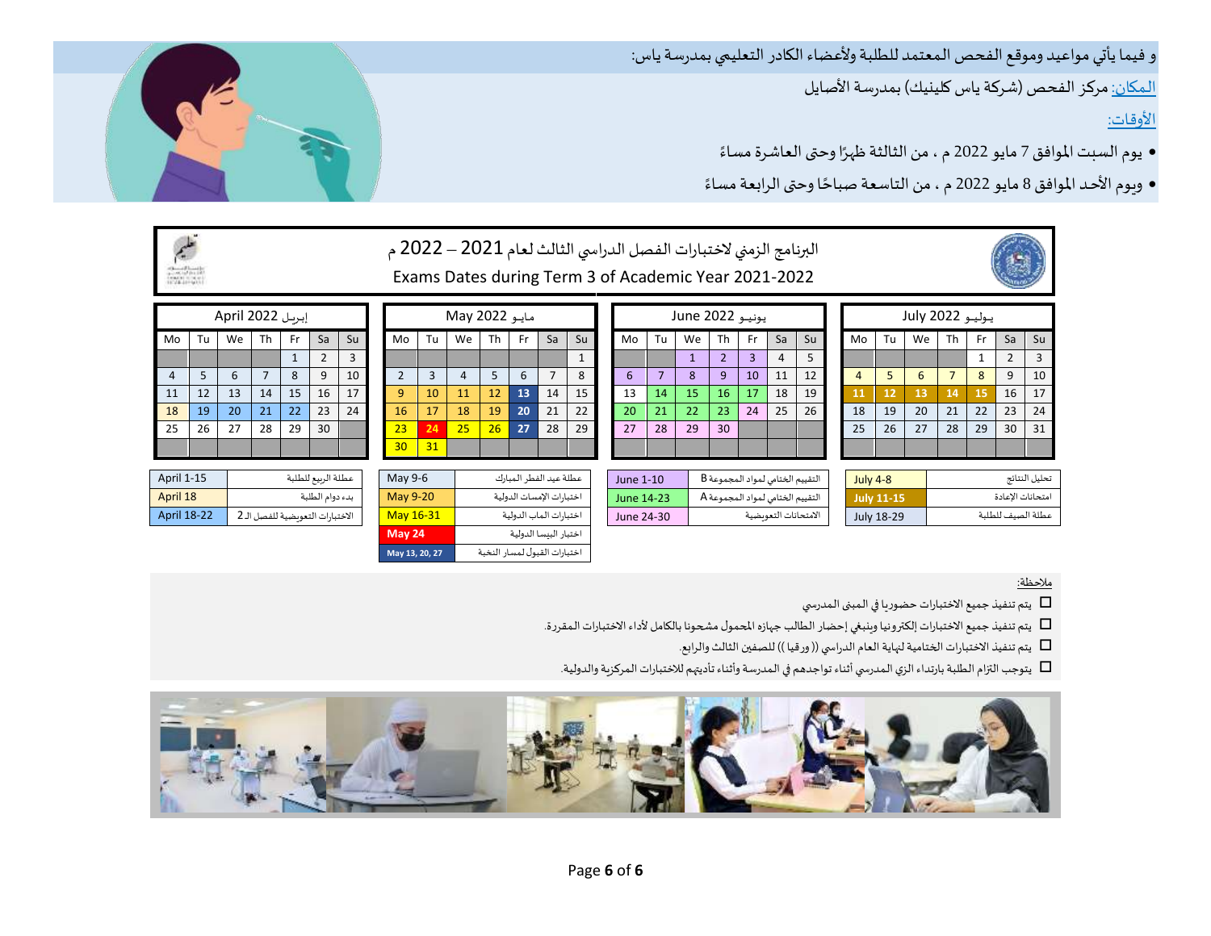و فيما يأتي مواعيد وموقع الفحص المعتمد للطلبة ولأعضاء الكادر التعليمي بمدرسة ياس:

المكان: مركز الفحص (شركة ياس كلينيك) بمدرسة الأصايل

الأوقات:

- يوم السبت الموافق 7 مايو 2022 م ، من الثالثة ظهرًا وحتى العاشرة مساءً
- ويوم الأحد الموافق 8 مايو 2022 م ، من التاسعة صباحًا وحتى الرابعة مساءً

## البرنامج الزمني لاختبارات الفصل الدراسي الثالث لعام 2021 – 2022 م

## Exams Dates during Term 3 of Academic Year 2021-2022

**April 2022 إبريل**

| Mo | Tu | We | Th | Fr | Sa | Su |
|---|---|---|---|---|---|---|
| | | | | 1 | 2 | 3 |
| 4 | 5 | 6 | 7 | 8 | 9 | 10 |
| 11 | 12 | 13 | 14 | 15 | 16 | 17 |
| 18 | 19 | 20 | 21 | 22 | 23 | 24 |
| 25 | 26 | 27 | 28 | 29 | 30 | |

**May 2022 مايو**

| Mo | Tu | We | Th | Fr | Sa | Su |
|---|---|---|---|---|---|---|
| | | | | | | 1 |
| 2 | 3 | 4 | 5 | 6 | 7 | 8 |
| 9 | 10 | 11 | 12 | 13 | 14 | 15 |
| 16 | 17 | 18 | 19 | 20 | 21 | 22 |
| 23 | 24 | 25 | 26 | 27 | 28 | 29 |
| 30 | 31 | | | | | |

**June 2022 يونيو**

| Mo | Tu | We | Th | Fr | Sa | Su |
|---|---|---|---|---|---|---|
| | | 1 | 2 | 3 | 4 | 5 |
| 6 | 7 | 8 | 9 | 10 | 11 | 12 |
| 13 | 14 | 15 | 16 | 17 | 18 | 19 |
| 20 | 21 | 22 | 23 | 24 | 25 | 26 |
| 27 | 28 | 29 | 30 | | | |

**July 2022 يوليو**

| Mo | Tu | We | Th | Fr | Sa | Su |
|---|---|---|---|---|---|---|
| | | | | 1 | 2 | 3 |
| 4 | 5 | 6 | 7 | 8 | 9 | 10 |
| 11 | 12 | 13 | 14 | 15 | 16 | 17 |
| 18 | 19 | 20 | 21 | 22 | 23 | 24 |
| 25 | 26 | 27 | 28 | 29 | 30 | 31 |

| | |
|---|---|
| April 1-15 | عطلة الربيع للطلبة |
| April 18 | بدء دوام الطلبة |
| April 18-22 | الاختبارات التعويضية للفصل الـ 2 |

| | |
|---|---|
| May 9-6 | عطلة عيد الفطر المبارك |
| May 9-20 | اختبارات الإمسات الدولية |
| May 16-31 | اختبارات الماب الدولية |
| May 24 | اختبار البيسا الدولية |
| May 13, 20, 27 | اختبارات القبول لمسار النخبة |

| | |
|---|---|
| June 1-10 | التقييم الختامي لمواد المجموعة B |
| June 14-23 | التقييم الختامي لمواد المجموعة A |
| June 24-30 | الامتحانات التعويضية |

| | |
|---|---|
| July 4-8 | تحليل النتائج |
| July 11-15 | امتحانات الإعادة |
| July 18-29 | عطلة الصيف للطلبة |

ملاحظة:

- ☐ يتم تنفيذ جميع الاختبارات حضوريا في المبنى المدرسي
- ☐ يتم تنفيذ جميع الاختبارات إلكترونيا وينبغي إحضار الطالب جهازه المحمول مشحونا بالكامل لأداء الاختبارات المقررة.
- ☐ يتم تنفيذ الاختبارات الختامية لنهاية العام الدراسي (( ورقيا )) للصفين الثالث والرابع.
- ☐ يتوجب التزام الطلبة بارتداء الزي المدرسي أثناء تواجدهم في المدرسة وأثناء تأديتهم للاختبارات المركزية والدولية.